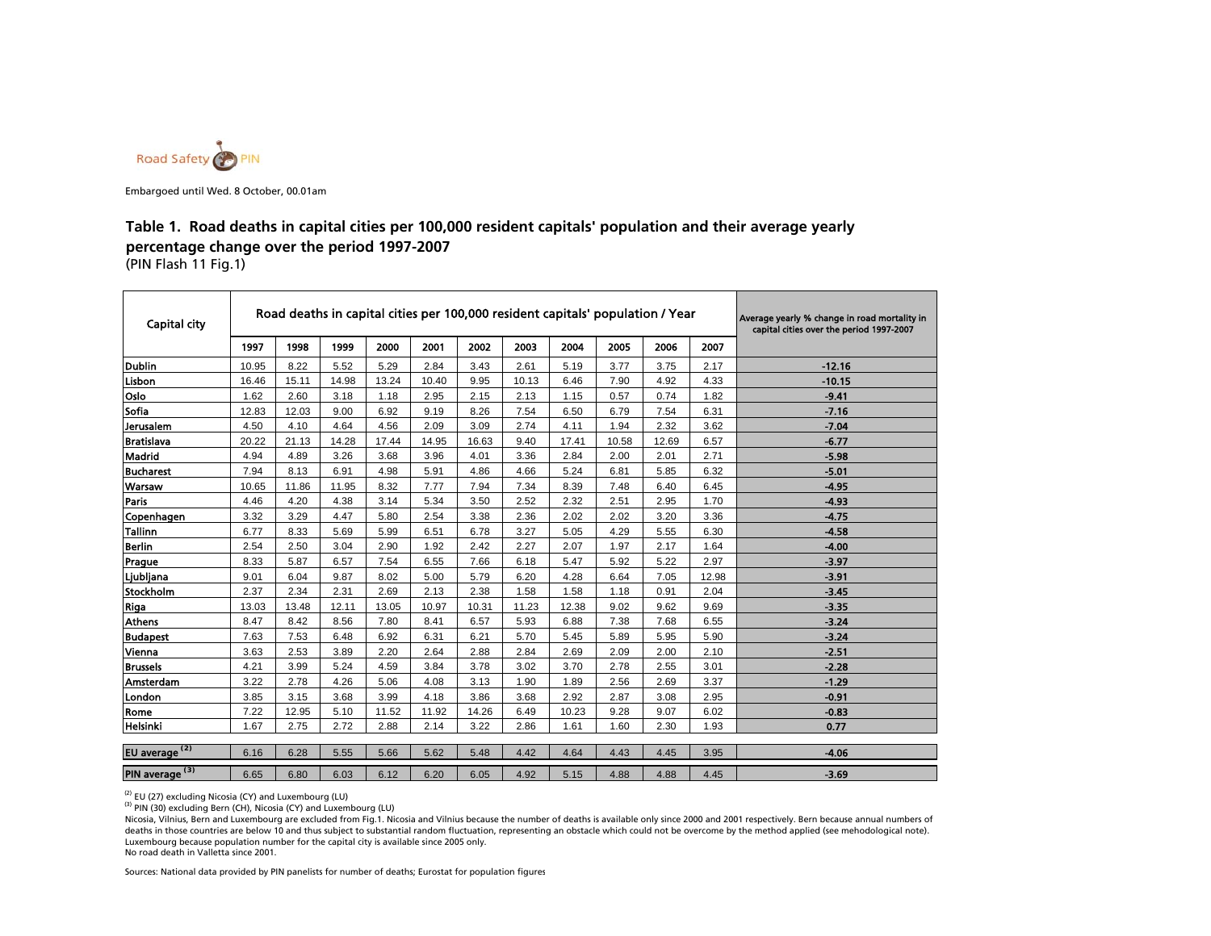Road Safety PIN

Embargoed until Wed. 8 October, 00.01am

## Table 1. Road deaths in capital cities per 100,000 resident capitals' population and their average yearly percentage change over the period 1997-2007

(PIN Flash 11 Fig.1)

| Capital city | Road deaths in capital cities per 100,000 resident capitals' population / Year | | | | | | | | | | | Average yearly % change in road mortality in capital cities over the period 1997-2007 |
|---|---|---|---|---|---|---|---|---|---|---|---|---|
| | 1997 | 1998 | 1999 | 2000 | 2001 | 2002 | 2003 | 2004 | 2005 | 2006 | 2007 | |
| Dublin | 10.95 | 8.22 | 5.52 | 5.29 | 2.84 | 3.43 | 2.61 | 5.19 | 3.77 | 3.75 | 2.17 | -12.16 |
| Lisbon | 16.46 | 15.11 | 14.98 | 13.24 | 10.40 | 9.95 | 10.13 | 6.46 | 7.90 | 4.92 | 4.33 | -10.15 |
| Oslo | 1.62 | 2.60 | 3.18 | 1.18 | 2.95 | 2.15 | 2.13 | 1.15 | 0.57 | 0.74 | 1.82 | -9.41 |
| Sofia | 12.83 | 12.03 | 9.00 | 6.92 | 9.19 | 8.26 | 7.54 | 6.50 | 6.79 | 7.54 | 6.31 | -7.16 |
| Jerusalem | 4.50 | 4.10 | 4.64 | 4.56 | 2.09 | 3.09 | 2.74 | 4.11 | 1.94 | 2.32 | 3.62 | -7.04 |
| Bratislava | 20.22 | 21.13 | 14.28 | 17.44 | 14.95 | 16.63 | 9.40 | 17.41 | 10.58 | 12.69 | 6.57 | -6.77 |
| Madrid | 4.94 | 4.89 | 3.26 | 3.68 | 3.96 | 4.01 | 3.36 | 2.84 | 2.00 | 2.01 | 2.71 | -5.98 |
| Bucharest | 7.94 | 8.13 | 6.91 | 4.98 | 5.91 | 4.86 | 4.66 | 5.24 | 6.81 | 5.85 | 6.32 | -5.01 |
| Warsaw | 10.65 | 11.86 | 11.95 | 8.32 | 7.77 | 7.94 | 7.34 | 8.39 | 7.48 | 6.40 | 6.45 | -4.95 |
| Paris | 4.46 | 4.20 | 4.38 | 3.14 | 5.34 | 3.50 | 2.52 | 2.32 | 2.51 | 2.95 | 1.70 | -4.93 |
| Copenhagen | 3.32 | 3.29 | 4.47 | 5.80 | 2.54 | 3.38 | 2.36 | 2.02 | 2.02 | 3.20 | 3.36 | -4.75 |
| Tallinn | 6.77 | 8.33 | 5.69 | 5.99 | 6.51 | 6.78 | 3.27 | 5.05 | 4.29 | 5.55 | 6.30 | -4.58 |
| Berlin | 2.54 | 2.50 | 3.04 | 2.90 | 1.92 | 2.42 | 2.27 | 2.07 | 1.97 | 2.17 | 1.64 | -4.00 |
| Prague | 8.33 | 5.87 | 6.57 | 7.54 | 6.55 | 7.66 | 6.18 | 5.47 | 5.92 | 5.22 | 2.97 | -3.97 |
| Ljubljana | 9.01 | 6.04 | 9.87 | 8.02 | 5.00 | 5.79 | 6.20 | 4.28 | 6.64 | 7.05 | 12.98 | -3.91 |
| Stockholm | 2.37 | 2.34 | 2.31 | 2.69 | 2.13 | 2.38 | 1.58 | 1.58 | 1.18 | 0.91 | 2.04 | -3.45 |
| Riga | 13.03 | 13.48 | 12.11 | 13.05 | 10.97 | 10.31 | 11.23 | 12.38 | 9.02 | 9.62 | 9.69 | -3.35 |
| Athens | 8.47 | 8.42 | 8.56 | 7.80 | 8.41 | 6.57 | 5.93 | 6.88 | 7.38 | 7.68 | 6.55 | -3.24 |
| Budapest | 7.63 | 7.53 | 6.48 | 6.92 | 6.31 | 6.21 | 5.70 | 5.45 | 5.89 | 5.95 | 5.90 | -3.24 |
| Vienna | 3.63 | 2.53 | 3.89 | 2.20 | 2.64 | 2.88 | 2.84 | 2.69 | 2.09 | 2.00 | 2.10 | -2.51 |
| Brussels | 4.21 | 3.99 | 5.24 | 4.59 | 3.84 | 3.78 | 3.02 | 3.70 | 2.78 | 2.55 | 3.01 | -2.28 |
| Amsterdam | 3.22 | 2.78 | 4.26 | 5.06 | 4.08 | 3.13 | 1.90 | 1.89 | 2.56 | 2.69 | 3.37 | -1.29 |
| London | 3.85 | 3.15 | 3.68 | 3.99 | 4.18 | 3.86 | 3.68 | 2.92 | 2.87 | 3.08 | 2.95 | -0.91 |
| Rome | 7.22 | 12.95 | 5.10 | 11.52 | 11.92 | 14.26 | 6.49 | 10.23 | 9.28 | 9.07 | 6.02 | -0.83 |
| Helsinki | 1.67 | 2.75 | 2.72 | 2.88 | 2.14 | 3.22 | 2.86 | 1.61 | 1.60 | 2.30 | 1.93 | 0.77 |
| EU average [2] | 6.16 | 6.28 | 5.55 | 5.66 | 5.62 | 5.48 | 4.42 | 4.64 | 4.43 | 4.45 | 3.95 | -4.06 |
| PIN average [3] | 6.65 | 6.80 | 6.03 | 6.12 | 6.20 | 6.05 | 4.92 | 5.15 | 4.88 | 4.88 | 4.45 | -3.69 |

[2] EU (27) excluding Nicosia (CY) and Luxembourg (LU)

[3] PIN (30) excluding Bern (CH), Nicosia (CY) and Luxembourg (LU)

Nicosia, Vilnius, Bern and Luxembourg are excluded from Fig.1. Nicosia and Vilnius because the number of deaths is available only since 2000 and 2001 respectively. Bern because annual numbers of deaths in those countries are below 10 and thus subject to substantial random fluctuation, representing an obstacle which could not be overcome by the method applied (see mehodological note). Luxembourg because population number for the capital city is available since 2005 only.
No road death in Valletta since 2001.

Sources: National data provided by PIN panelists for number of deaths; Eurostat for population figures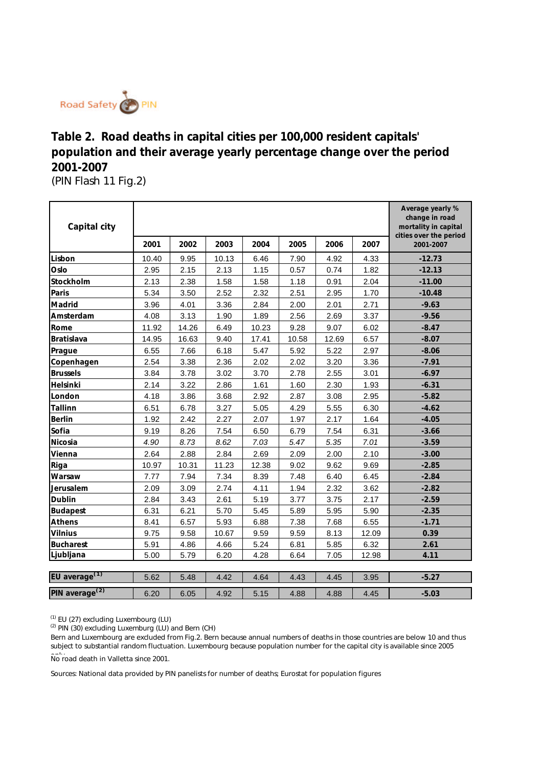Road Safety PIN

# Table 2. Road deaths in capital cities per 100,000 resident capitals' population and their average yearly percentage change over the period 2001-2007

(PIN Flash 11 Fig.2)

| Capital city | 2001 | 2002 | 2003 | 2004 | 2005 | 2006 | 2007 | Average yearly % change in road mortality in capital cities over the period 2001-2007 |
|---|---|---|---|---|---|---|---|---|
| Lisbon | 10.40 | 9.95 | 10.13 | 6.46 | 7.90 | 4.92 | 4.33 | **-12.73** |
| Oslo | 2.95 | 2.15 | 2.13 | 1.15 | 0.57 | 0.74 | 1.82 | **-12.13** |
| Stockholm | 2.13 | 2.38 | 1.58 | 1.58 | 1.18 | 0.91 | 2.04 | **-11.00** |
| Paris | 5.34 | 3.50 | 2.52 | 2.32 | 2.51 | 2.95 | 1.70 | **-10.48** |
| Madrid | 3.96 | 4.01 | 3.36 | 2.84 | 2.00 | 2.01 | 2.71 | **-9.63** |
| Amsterdam | 4.08 | 3.13 | 1.90 | 1.89 | 2.56 | 2.69 | 3.37 | **-9.56** |
| Rome | 11.92 | 14.26 | 6.49 | 10.23 | 9.28 | 9.07 | 6.02 | **-8.47** |
| Bratislava | 14.95 | 16.63 | 9.40 | 17.41 | 10.58 | 12.69 | 6.57 | **-8.07** |
| Prague | 6.55 | 7.66 | 6.18 | 5.47 | 5.92 | 5.22 | 2.97 | **-8.06** |
| Copenhagen | 2.54 | 3.38 | 2.36 | 2.02 | 2.02 | 3.20 | 3.36 | **-7.91** |
| Brussels | 3.84 | 3.78 | 3.02 | 3.70 | 2.78 | 2.55 | 3.01 | **-6.97** |
| Helsinki | 2.14 | 3.22 | 2.86 | 1.61 | 1.60 | 2.30 | 1.93 | **-6.31** |
| London | 4.18 | 3.86 | 3.68 | 2.92 | 2.87 | 3.08 | 2.95 | **-5.82** |
| Tallinn | 6.51 | 6.78 | 3.27 | 5.05 | 4.29 | 5.55 | 6.30 | **-4.62** |
| Berlin | 1.92 | 2.42 | 2.27 | 2.07 | 1.97 | 2.17 | 1.64 | **-4.05** |
| Sofia | 9.19 | 8.26 | 7.54 | 6.50 | 6.79 | 7.54 | 6.31 | **-3.66** |
| Nicosia | *4.90* | *8.73* | *8.62* | *7.03* | *5.47* | *5.35* | *7.01* | **-3.59** |
| Vienna | 2.64 | 2.88 | 2.84 | 2.69 | 2.09 | 2.00 | 2.10 | **-3.00** |
| Riga | 10.97 | 10.31 | 11.23 | 12.38 | 9.02 | 9.62 | 9.69 | **-2.85** |
| Warsaw | 7.77 | 7.94 | 7.34 | 8.39 | 7.48 | 6.40 | 6.45 | **-2.84** |
| Jerusalem | 2.09 | 3.09 | 2.74 | 4.11 | 1.94 | 2.32 | 3.62 | **-2.82** |
| Dublin | 2.84 | 3.43 | 2.61 | 5.19 | 3.77 | 3.75 | 2.17 | **-2.59** |
| Budapest | 6.31 | 6.21 | 5.70 | 5.45 | 5.89 | 5.95 | 5.90 | **-2.35** |
| Athens | 8.41 | 6.57 | 5.93 | 6.88 | 7.38 | 7.68 | 6.55 | **-1.71** |
| Vilnius | 9.75 | 9.58 | 10.67 | 9.59 | 9.59 | 8.13 | 12.09 | **0.39** |
| Bucharest | 5.91 | 4.86 | 4.66 | 5.24 | 6.81 | 5.85 | 6.32 | **2.61** |
| Ljubljana | 5.00 | 5.79 | 6.20 | 4.28 | 6.64 | 7.05 | 12.98 | **4.11** |
| **EU average[1]** | 5.62 | 5.48 | 4.42 | 4.64 | 4.43 | 4.45 | 3.95 | **-5.27** |
| **PIN average[2]** | 6.20 | 6.05 | 4.92 | 5.15 | 4.88 | 4.88 | 4.45 | **-5.03** |

[1] EU (27) excluding Luxembourg (LU)

[2] PIN (30) excluding Luxemburg (LU) and Bern (CH)

Bern and Luxembourg are excluded from Fig.2. Bern because annual numbers of deaths in those countries are below 10 and thus subject to substantial random fluctuation. Luxembourg because population number for the capital city is available since 2005 only.

No road death in Valletta since 2001.

Sources: National data provided by PIN panelists for number of deaths; Eurostat for population figures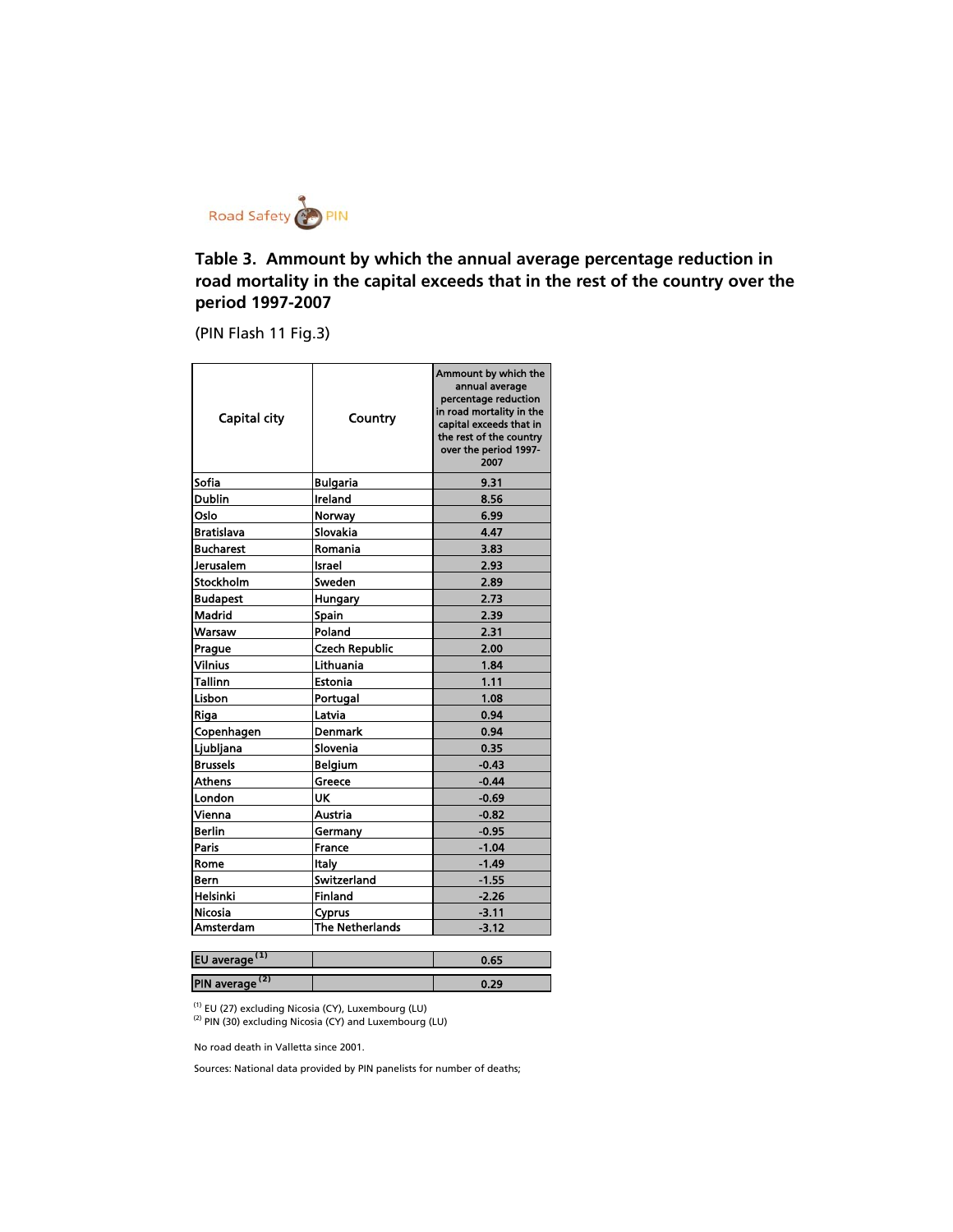Road Safety PIN

## Table 3. Ammount by which the annual average percentage reduction in road mortality in the capital exceeds that in the rest of the country over the period 1997-2007

(PIN Flash 11 Fig.3)

| Capital city | Country | Ammount by which the annual average percentage reduction in road mortality in the capital exceeds that in the rest of the country over the period 1997-2007 |
|---|---|---|
| Sofia | Bulgaria | 9.31 |
| Dublin | Ireland | 8.56 |
| Oslo | Norway | 6.99 |
| Bratislava | Slovakia | 4.47 |
| Bucharest | Romania | 3.83 |
| Jerusalem | Israel | 2.93 |
| Stockholm | Sweden | 2.89 |
| Budapest | Hungary | 2.73 |
| Madrid | Spain | 2.39 |
| Warsaw | Poland | 2.31 |
| Prague | Czech Republic | 2.00 |
| Vilnius | Lithuania | 1.84 |
| Tallinn | Estonia | 1.11 |
| Lisbon | Portugal | 1.08 |
| Riga | Latvia | 0.94 |
| Copenhagen | Denmark | 0.94 |
| Ljubljana | Slovenia | 0.35 |
| Brussels | Belgium | -0.43 |
| Athens | Greece | -0.44 |
| London | UK | -0.69 |
| Vienna | Austria | -0.82 |
| Berlin | Germany | -0.95 |
| Paris | France | -1.04 |
| Rome | Italy | -1.49 |
| Bern | Switzerland | -1.55 |
| Helsinki | Finland | -2.26 |
| Nicosia | Cyprus | -3.11 |
| Amsterdam | The Netherlands | -3.12 |
| EU average [(1)] | | 0.65 |
| PIN average [(2)] | | 0.29 |

[(1)] EU (27) excluding Nicosia (CY), Luxembourg (LU)
[(2)] PIN (30) excluding Nicosia (CY) and Luxembourg (LU)

No road death in Valletta since 2001.

Sources: National data provided by PIN panelists for number of deaths;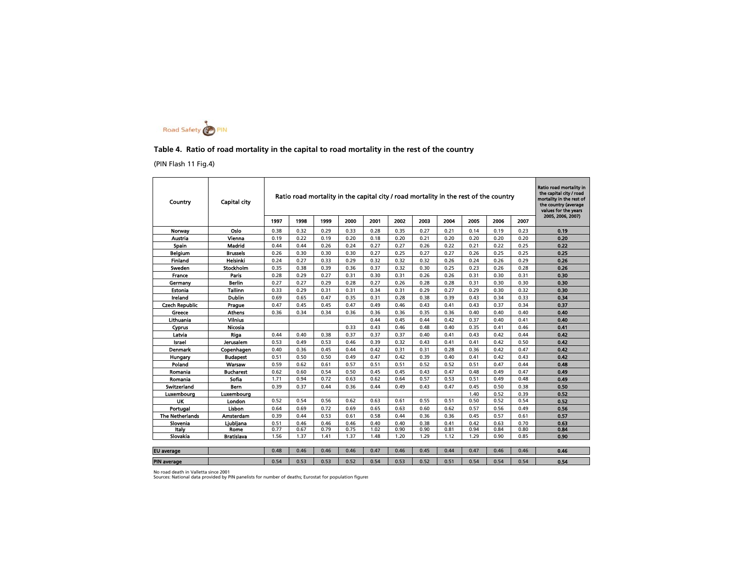Road Safety PIN

## Table 4. Ratio of road mortality in the capital to road mortality in the rest of the country

(PIN Flash 11 Fig.4)

| Country | Capital city | Ratio road mortality in the capital city / road mortality in the rest of the country | | | | | | | | | | | Ratio road mortality in the capital city / road mortality in the rest of the country (average values for the years 2005, 2006, 2007) |
|---|---|---|---|---|---|---|---|---|---|---|---|---|---|
| | | 1997 | 1998 | 1999 | 2000 | 2001 | 2002 | 2003 | 2004 | 2005 | 2006 | 2007 | |
| Norway | Oslo | 0.38 | 0.32 | 0.29 | 0.33 | 0.28 | 0.35 | 0.27 | 0.21 | 0.14 | 0.19 | 0.23 | 0.19 |
| Austria | Vienna | 0.19 | 0.22 | 0.19 | 0.20 | 0.18 | 0.20 | 0.21 | 0.20 | 0.20 | 0.20 | 0.20 | 0.20 |
| Spain | Madrid | 0.44 | 0.44 | 0.26 | 0.24 | 0.27 | 0.27 | 0.26 | 0.22 | 0.21 | 0.22 | 0.25 | 0.22 |
| Belgium | Brussels | 0.26 | 0.30 | 0.30 | 0.30 | 0.27 | 0.25 | 0.27 | 0.27 | 0.26 | 0.25 | 0.25 | 0.25 |
| Finland | Helsinki | 0.24 | 0.27 | 0.33 | 0.29 | 0.32 | 0.32 | 0.32 | 0.26 | 0.24 | 0.26 | 0.29 | 0.26 |
| Sweden | Stockholm | 0.35 | 0.38 | 0.39 | 0.36 | 0.37 | 0.32 | 0.30 | 0.25 | 0.23 | 0.26 | 0.28 | 0.26 |
| France | Paris | 0.28 | 0.29 | 0.27 | 0.31 | 0.30 | 0.31 | 0.26 | 0.26 | 0.31 | 0.30 | 0.31 | 0.30 |
| Germany | Berlin | 0.27 | 0.27 | 0.29 | 0.28 | 0.27 | 0.26 | 0.28 | 0.28 | 0.31 | 0.30 | 0.30 | 0.30 |
| Estonia | Tallinn | 0.33 | 0.29 | 0.31 | 0.31 | 0.34 | 0.31 | 0.29 | 0.27 | 0.29 | 0.30 | 0.32 | 0.30 |
| Ireland | Dublin | 0.69 | 0.65 | 0.47 | 0.35 | 0.31 | 0.28 | 0.38 | 0.39 | 0.43 | 0.34 | 0.33 | 0.34 |
| Czech Republic | Prague | 0.47 | 0.45 | 0.45 | 0.47 | 0.49 | 0.46 | 0.43 | 0.41 | 0.43 | 0.37 | 0.34 | 0.37 |
| Greece | Athens | 0.36 | 0.34 | 0.34 | 0.36 | 0.36 | 0.36 | 0.35 | 0.36 | 0.40 | 0.40 | 0.40 | 0.40 |
| Lithuania | Vilnius | | | | | 0.44 | 0.45 | 0.44 | 0.42 | 0.37 | 0.40 | 0.41 | 0.40 |
| Cyprus | Nicosia | | | | 0.33 | 0.43 | 0.46 | 0.48 | 0.40 | 0.35 | 0.41 | 0.46 | 0.41 |
| Latvia | Riga | 0.44 | 0.40 | 0.38 | 0.37 | 0.37 | 0.37 | 0.40 | 0.41 | 0.43 | 0.42 | 0.44 | 0.42 |
| Israel | Jerusalem | 0.53 | 0.49 | 0.53 | 0.46 | 0.39 | 0.32 | 0.43 | 0.41 | 0.41 | 0.42 | 0.50 | 0.42 |
| Denmark | Copenhagen | 0.40 | 0.36 | 0.45 | 0.44 | 0.42 | 0.31 | 0.31 | 0.28 | 0.36 | 0.42 | 0.47 | 0.42 |
| Hungary | Budapest | 0.51 | 0.50 | 0.50 | 0.49 | 0.47 | 0.42 | 0.39 | 0.40 | 0.41 | 0.42 | 0.43 | 0.42 |
| Poland | Warsaw | 0.59 | 0.62 | 0.61 | 0.57 | 0.51 | 0.51 | 0.52 | 0.52 | 0.51 | 0.47 | 0.44 | 0.48 |
| Romania | Bucharest | 0.62 | 0.60 | 0.54 | 0.50 | 0.45 | 0.45 | 0.43 | 0.47 | 0.48 | 0.49 | 0.47 | 0.49 |
| Romania | Sofia | 1.71 | 0.94 | 0.72 | 0.63 | 0.62 | 0.64 | 0.57 | 0.53 | 0.51 | 0.49 | 0.48 | 0.49 |
| Switzerland | Bern | 0.39 | 0.37 | 0.44 | 0.36 | 0.44 | 0.49 | 0.43 | 0.47 | 0.45 | 0.50 | 0.38 | 0.50 |
| Luxembourg | Luxembourg | | | | | | | | | 1.40 | 0.52 | 0.39 | 0.52 |
| UK | London | 0.52 | 0.54 | 0.56 | 0.62 | 0.63 | 0.61 | 0.55 | 0.51 | 0.50 | 0.52 | 0.54 | 0.52 |
| Portugal | Lisbon | 0.64 | 0.69 | 0.72 | 0.69 | 0.65 | 0.63 | 0.60 | 0.62 | 0.57 | 0.56 | 0.49 | 0.56 |
| The Netherlands | Amsterdam | 0.39 | 0.44 | 0.53 | 0.61 | 0.58 | 0.44 | 0.36 | 0.36 | 0.45 | 0.57 | 0.61 | 0.57 |
| Slovenia | Ljubljana | 0.51 | 0.46 | 0.46 | 0.46 | 0.40 | 0.40 | 0.38 | 0.41 | 0.42 | 0.63 | 0.70 | 0.63 |
| Italy | Rome | 0.77 | 0.67 | 0.79 | 0.75 | 1.02 | 0.90 | 0.90 | 0.81 | 0.94 | 0.84 | 0.80 | 0.84 |
| Slovakia | Bratislava | 1.56 | 1.37 | 1.41 | 1.37 | 1.48 | 1.20 | 1.29 | 1.12 | 1.29 | 0.90 | 0.85 | 0.90 |
| EU average | | 0.48 | 0.46 | 0.46 | 0.46 | 0.47 | 0.46 | 0.45 | 0.44 | 0.47 | 0.46 | 0.46 | 0.46 |
| PIN average | | 0.54 | 0.53 | 0.53 | 0.52 | 0.54 | 0.53 | 0.52 | 0.51 | 0.54 | 0.54 | 0.54 | 0.54 |

No road death in Valletta since 2001

Sources: National data provided by PIN panelists for number of deaths; Eurostat for population figures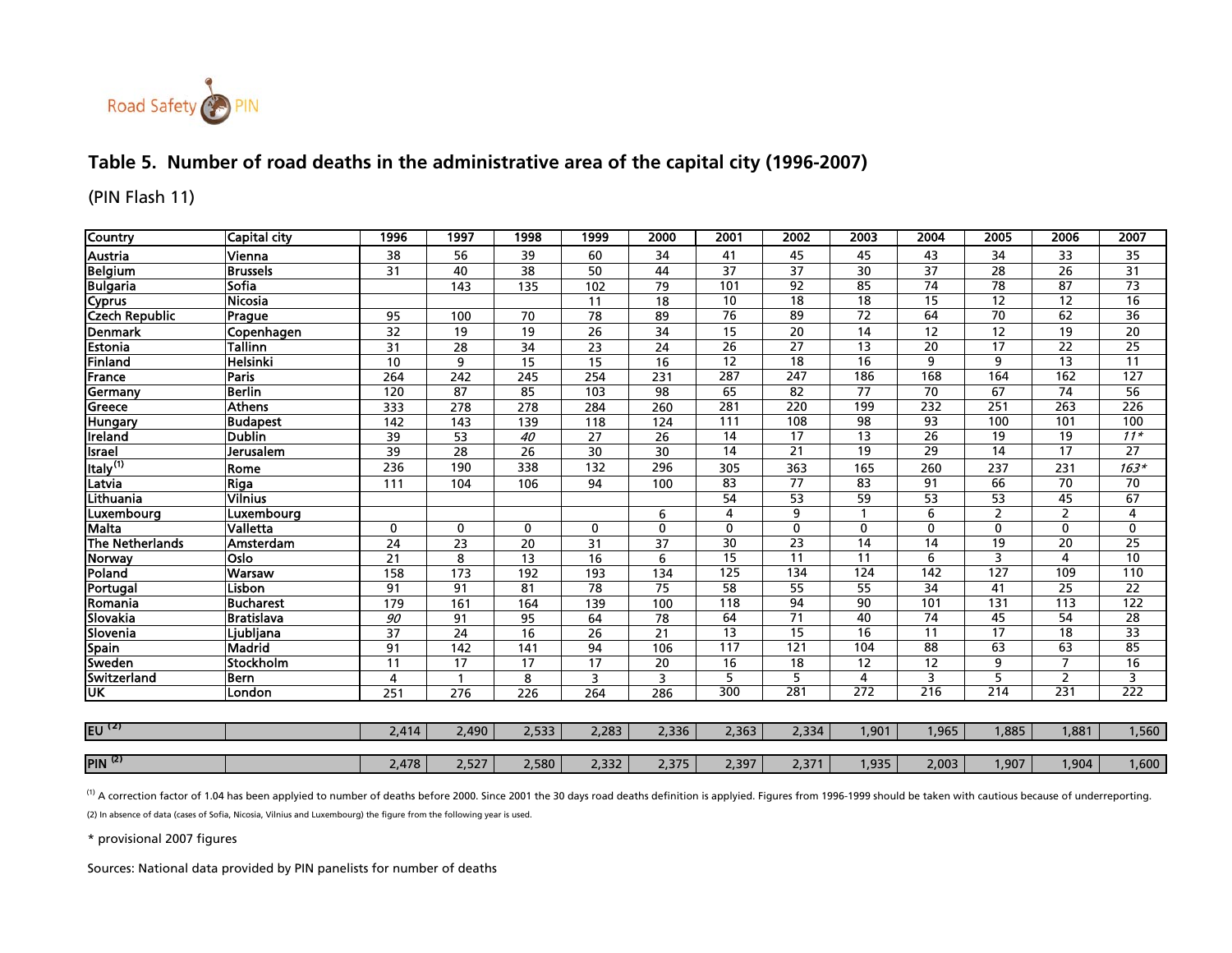## Table 5. Number of road deaths in the administrative area of the capital city (1996-2007)

(PIN Flash 11)

| Country | Capital city | 1996 | 1997 | 1998 | 1999 | 2000 | 2001 | 2002 | 2003 | 2004 | 2005 | 2006 | 2007 |
|---|---|---|---|---|---|---|---|---|---|---|---|---|---|
| Austria | Vienna | 38 | 56 | 39 | 60 | 34 | 41 | 45 | 45 | 43 | 34 | 33 | 35 |
| Belgium | Brussels | 31 | 40 | 38 | 50 | 44 | 37 | 37 | 30 | 37 | 28 | 26 | 31 |
| Bulgaria | Sofia | | 143 | 135 | 102 | 79 | 101 | 92 | 85 | 74 | 78 | 87 | 73 |
| Cyprus | Nicosia | | | | 11 | 18 | 10 | 18 | 18 | 15 | 12 | 12 | 16 |
| Czech Republic | Prague | 95 | 100 | 70 | 78 | 89 | 76 | 89 | 72 | 64 | 70 | 62 | 36 |
| Denmark | Copenhagen | 32 | 19 | 19 | 26 | 34 | 15 | 20 | 14 | 12 | 12 | 19 | 20 |
| Estonia | Tallinn | 31 | 28 | 34 | 23 | 24 | 26 | 27 | 13 | 20 | 17 | 22 | 25 |
| Finland | Helsinki | 10 | 9 | 15 | 15 | 16 | 12 | 18 | 16 | 9 | 9 | 13 | 11 |
| France | Paris | 264 | 242 | 245 | 254 | 231 | 287 | 247 | 186 | 168 | 164 | 162 | 127 |
| Germany | Berlin | 120 | 87 | 85 | 103 | 98 | 65 | 82 | 77 | 70 | 67 | 74 | 56 |
| Greece | Athens | 333 | 278 | 278 | 284 | 260 | 281 | 220 | 199 | 232 | 251 | 263 | 226 |
| Hungary | Budapest | 142 | 143 | 139 | 118 | 124 | 111 | 108 | 98 | 93 | 100 | 101 | 100 |
| Ireland | Dublin | 39 | 53 | *40* | 27 | 26 | 14 | 17 | 13 | 26 | 19 | 19 | *11** |
| Israel | Jerusalem | 39 | 28 | 26 | 30 | 30 | 14 | 21 | 19 | 29 | 14 | 17 | 27 |
| Italy [1] | Rome | 236 | 190 | 338 | 132 | 296 | 305 | 363 | 165 | 260 | 237 | 231 | *163** |
| Latvia | Riga | 111 | 104 | 106 | 94 | 100 | 83 | 77 | 83 | 91 | 66 | 70 | 70 |
| Lithuania | Vilnius | | | | | | 54 | 53 | 59 | 53 | 53 | 45 | 67 |
| Luxembourg | Luxembourg | | | | | 6 | 4 | 9 | 1 | 6 | 2 | 2 | 4 |
| Malta | Valletta | 0 | 0 | 0 | 0 | 0 | 0 | 0 | 0 | 0 | 0 | 0 | 0 |
| The Netherlands | Amsterdam | 24 | 23 | 20 | 31 | 37 | 30 | 23 | 14 | 14 | 19 | 20 | 25 |
| Norway | Oslo | 21 | 8 | 13 | 16 | 6 | 15 | 11 | 11 | 6 | 3 | 4 | 10 |
| Poland | Warsaw | 158 | 173 | 192 | 193 | 134 | 125 | 134 | 124 | 142 | 127 | 109 | 110 |
| Portugal | Lisbon | 91 | 91 | 81 | 78 | 75 | 58 | 55 | 55 | 34 | 41 | 25 | 22 |
| Romania | Bucharest | 179 | 161 | 164 | 139 | 100 | 118 | 94 | 90 | 101 | 131 | 113 | 122 |
| Slovakia | Bratislava | *90* | 91 | 95 | 64 | 78 | 64 | 71 | 40 | 74 | 45 | 54 | 28 |
| Slovenia | Ljubljana | 37 | 24 | 16 | 26 | 21 | 13 | 15 | 16 | 11 | 17 | 18 | 33 |
| Spain | Madrid | 91 | 142 | 141 | 94 | 106 | 117 | 121 | 104 | 88 | 63 | 63 | 85 |
| Sweden | Stockholm | 11 | 17 | 17 | 17 | 20 | 16 | 18 | 12 | 12 | 9 | 7 | 16 |
| Switzerland | Bern | 4 | 1 | 8 | 3 | 3 | 5 | 5 | 4 | 3 | 5 | 2 | 3 |
| UK | London | 251 | 276 | 226 | 264 | 286 | 300 | 281 | 272 | 216 | 214 | 231 | 222 |
| EU [2] | | 2,414 | 2,490 | 2,533 | 2,283 | 2,336 | 2,363 | 2,334 | 1,901 | 1,965 | 1,885 | 1,881 | 1,560 |
| PIN [2] | | 2,478 | 2,527 | 2,580 | 2,332 | 2,375 | 2,397 | 2,371 | 1,935 | 2,003 | 1,907 | 1,904 | 1,600 |

(1) A correction factor of 1.04 has been applyied to number of deaths before 2000. Since 2001 the 30 days road deaths definition is applyied. Figures from 1996-1999 should be taken with cautious because of underreporting.

(2) In absence of data (cases of Sofia, Nicosia, Vilnius and Luxembourg) the figure from the following year is used.

* provisional 2007 figures

Sources: National data provided by PIN panelists for number of deaths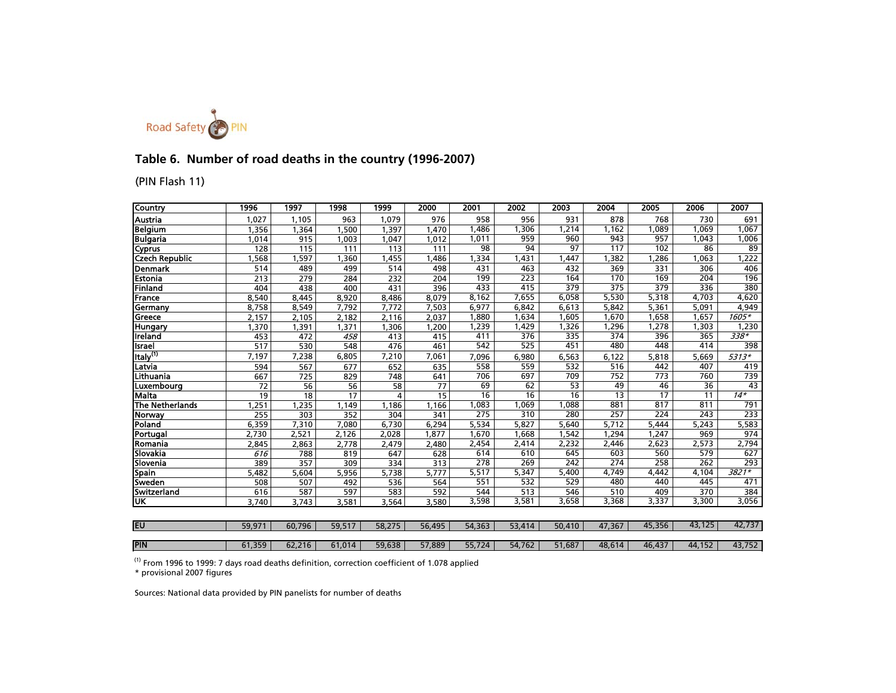Road Safety PIN

## Table 6. Number of road deaths in the country (1996-2007)

(PIN Flash 11)

| Country | 1996 | 1997 | 1998 | 1999 | 2000 | 2001 | 2002 | 2003 | 2004 | 2005 | 2006 | 2007 |
|---|---|---|---|---|---|---|---|---|---|---|---|---|
| Austria | 1,027 | 1,105 | 963 | 1,079 | 976 | 958 | 956 | 931 | 878 | 768 | 730 | 691 |
| Belgium | 1,356 | 1,364 | 1,500 | 1,397 | 1,470 | 1,486 | 1,306 | 1,214 | 1,162 | 1,089 | 1,069 | 1,067 |
| Bulgaria | 1,014 | 915 | 1,003 | 1,047 | 1,012 | 1,011 | 959 | 960 | 943 | 957 | 1,043 | 1,006 |
| Cyprus | 128 | 115 | 111 | 113 | 111 | 98 | 94 | 97 | 117 | 102 | 86 | 89 |
| Czech Republic | 1,568 | 1,597 | 1,360 | 1,455 | 1,486 | 1,334 | 1,431 | 1,447 | 1,382 | 1,286 | 1,063 | 1,222 |
| Denmark | 514 | 489 | 499 | 514 | 498 | 431 | 463 | 432 | 369 | 331 | 306 | 406 |
| Estonia | 213 | 279 | 284 | 232 | 204 | 199 | 223 | 164 | 170 | 169 | 204 | 196 |
| Finland | 404 | 438 | 400 | 431 | 396 | 433 | 415 | 379 | 375 | 379 | 336 | 380 |
| France | 8,540 | 8,445 | 8,920 | 8,486 | 8,079 | 8,162 | 7,655 | 6,058 | 5,530 | 5,318 | 4,703 | 4,620 |
| Germany | 8,758 | 8,549 | 7,792 | 7,772 | 7,503 | 6,977 | 6,842 | 6,613 | 5,842 | 5,361 | 5,091 | 4,949 |
| Greece | 2,157 | 2,105 | 2,182 | 2,116 | 2,037 | 1,880 | 1,634 | 1,605 | 1,670 | 1,658 | 1,657 | *1605** |
| Hungary | 1,370 | 1,391 | 1,371 | 1,306 | 1,200 | 1,239 | 1,429 | 1,326 | 1,296 | 1,278 | 1,303 | 1,230 |
| Ireland | 453 | 472 | *458* | 413 | 415 | 411 | 376 | 335 | 374 | 396 | 365 | *338** |
| Israel | 517 | 530 | 548 | 476 | 461 | 542 | 525 | 451 | 480 | 448 | 414 | 398 |
| Italy(1) | 7,197 | 7,238 | 6,805 | 7,210 | 7,061 | 7,096 | 6,980 | 6,563 | 6,122 | 5,818 | 5,669 | *5313** |
| Latvia | 594 | 567 | 677 | 652 | 635 | 558 | 559 | 532 | 516 | 442 | 407 | 419 |
| Lithuania | 667 | 725 | 829 | 748 | 641 | 706 | 697 | 709 | 752 | 773 | 760 | 739 |
| Luxembourg | 72 | 56 | 56 | 58 | 77 | 69 | 62 | 53 | 49 | 46 | 36 | 43 |
| Malta | 19 | 18 | 17 | 4 | 15 | 16 | 16 | 16 | 13 | 17 | 11 | *14** |
| The Netherlands | 1,251 | 1,235 | 1,149 | 1,186 | 1,166 | 1,083 | 1,069 | 1,088 | 881 | 817 | 811 | 791 |
| Norway | 255 | 303 | 352 | 304 | 341 | 275 | 310 | 280 | 257 | 224 | 243 | 233 |
| Poland | 6,359 | 7,310 | 7,080 | 6,730 | 6,294 | 5,534 | 5,827 | 5,640 | 5,712 | 5,444 | 5,243 | 5,583 |
| Portugal | 2,730 | 2,521 | 2,126 | 2,028 | 1,877 | 1,670 | 1,668 | 1,542 | 1,294 | 1,247 | 969 | 974 |
| Romania | 2,845 | 2,863 | 2,778 | 2,479 | 2,480 | 2,454 | 2,414 | 2,232 | 2,446 | 2,623 | 2,573 | 2,794 |
| Slovakia | *616* | 788 | 819 | 647 | 628 | 614 | 610 | 645 | 603 | 560 | 579 | 627 |
| Slovenia | 389 | 357 | 309 | 334 | 313 | 278 | 269 | 242 | 274 | 258 | 262 | 293 |
| Spain | 5,482 | 5,604 | 5,956 | 5,738 | 5,777 | 5,517 | 5,347 | 5,400 | 4,749 | 4,442 | 4,104 | *3821** |
| Sweden | 508 | 507 | 492 | 536 | 564 | 551 | 532 | 529 | 480 | 440 | 445 | 471 |
| Switzerland | 616 | 587 | 597 | 583 | 592 | 544 | 513 | 546 | 510 | 409 | 370 | 384 |
| UK | 3,740 | 3,743 | 3,581 | 3,564 | 3,580 | 3,598 | 3,581 | 3,658 | 3,368 | 3,337 | 3,300 | 3,056 |
| EU | 59,971 | 60,796 | 59,517 | 58,275 | 56,495 | 54,363 | 53,414 | 50,410 | 47,367 | 45,356 | 43,125 | 42,737 |
| PIN | 61,359 | 62,216 | 61,014 | 59,638 | 57,889 | 55,724 | 54,762 | 51,687 | 48,614 | 46,437 | 44,152 | 43,752 |

(1) From 1996 to 1999: 7 days road deaths definition, correction coefficient of 1.078 applied
* provisional 2007 figures

Sources: National data provided by PIN panelists for number of deaths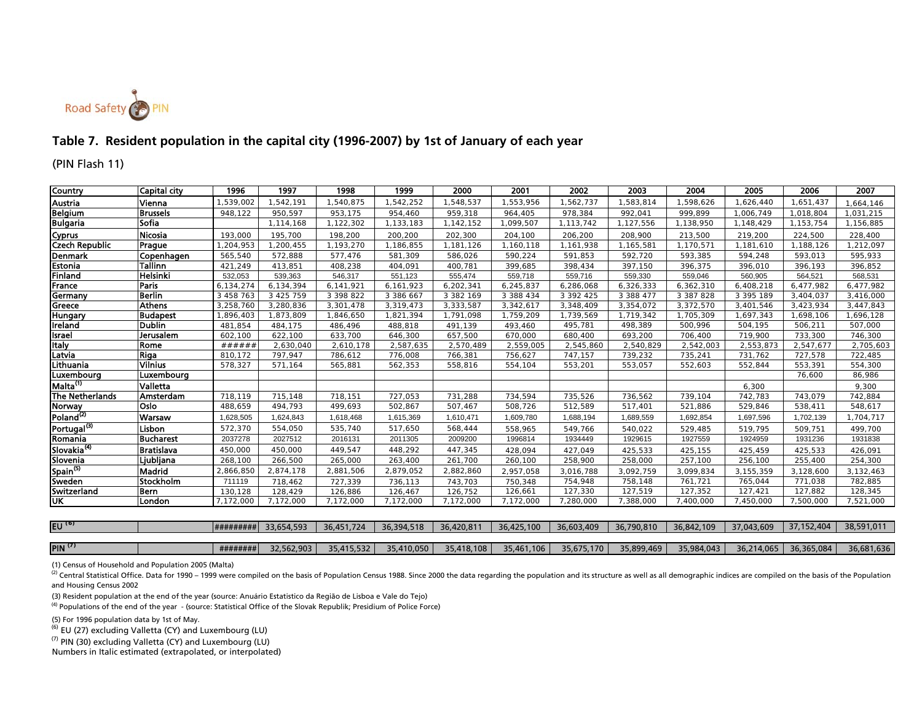Road Safety PIN

## Table 7. Resident population in the capital city (1996-2007) by 1st of January of each year

(PIN Flash 11)

| Country | Capital city | 1996 | 1997 | 1998 | 1999 | 2000 | 2001 | 2002 | 2003 | 2004 | 2005 | 2006 | 2007 |
|---|---|---|---|---|---|---|---|---|---|---|---|---|---|
| Austria | Vienna | 1,539,002 | 1,542,191 | 1,540,875 | 1,542,252 | 1,548,537 | 1,553,956 | 1,562,737 | 1,583,814 | 1,598,626 | 1,626,440 | 1,651,437 | 1,664,146 |
| Belgium | Brussels | 948,122 | 950,597 | 953,175 | 954,460 | 959,318 | 964,405 | 978,384 | 992,041 | 999,899 | 1,006,749 | 1,018,804 | 1,031,215 |
| Bulgaria | Sofia | | 1,114,168 | 1,122,302 | 1,133,183 | 1,142,152 | 1,099,507 | 1,113,742 | 1,127,556 | 1,138,950 | 1,148,429 | 1,153,754 | 1,156,885 |
| Cyprus | Nicosia | 193,000 | 195,700 | 198,200 | 200,200 | 202,300 | 204,100 | 206,200 | 208,900 | 213,500 | 219,200 | 224,500 | 228,400 |
| Czech Republic | Prague | 1,204,953 | 1,200,455 | 1,193,270 | 1,186,855 | 1,181,126 | 1,160,118 | 1,161,938 | 1,165,581 | 1,170,571 | 1,181,610 | 1,188,126 | 1,212,097 |
| Denmark | Copenhagen | 565,540 | 572,888 | 577,476 | 581,309 | 586,026 | 590,224 | 591,853 | 592,720 | 593,385 | 594,248 | 593,013 | 595,933 |
| Estonia | Tallinn | 421,249 | 413,851 | 408,238 | 404,091 | 400,781 | 399,685 | 398,434 | 397,150 | 396,375 | 396,010 | 396,193 | 396,852 |
| Finland | Helsinki | 532,053 | 539,363 | 546,317 | 551,123 | 555,474 | 559,718 | 559,716 | 559,330 | 559,046 | 560,905 | 564,521 | 568,531 |
| France | Paris | 6,134,274 | 6,134,394 | 6,141,921 | 6,161,923 | 6,202,341 | 6,245,837 | 6,286,068 | 6,326,333 | 6,362,310 | 6,408,218 | 6,477,982 | 6,477,982 |
| Germany | Berlin | 3 458 763 | 3 425 759 | 3 398 822 | 3 386 667 | 3 382 169 | 3 388 434 | 3 392 425 | 3 388 477 | 3 387 828 | 3 395 189 | 3,404,037 | 3,416,000 |
| Greece | Athens | 3,258,760 | 3,280,836 | 3,301,478 | 3,319,473 | 3,333,587 | 3,342,617 | 3,348,409 | 3,354,072 | 3,372,570 | 3,401,546 | 3,423,934 | 3,447,843 |
| Hungary | Budapest | 1,896,403 | 1,873,809 | 1,846,650 | 1,821,394 | 1,791,098 | 1,759,209 | 1,739,569 | 1,719,342 | 1,705,309 | 1,697,343 | 1,698,106 | 1,696,128 |
| Ireland | Dublin | 481,854 | 484,175 | 486,496 | 488,818 | 491,139 | 493,460 | 495,781 | 498,389 | 500,996 | 504,195 | 506,211 | 507,000 |
| Israel | Jerusalem | 602,100 | 622,100 | 633,700 | 646,300 | 657,500 | 670,000 | 680,400 | 693,200 | 706,400 | 719,900 | 733,300 | 746,300 |
| Italy | Rome | ###### | 2,630,040 | 2,610,178 | 2,587,635 | 2,570,489 | 2,559,005 | 2,545,860 | 2,540,829 | 2,542,003 | 2,553,873 | 2,547,677 | 2,705,603 |
| Latvia | Riga | 810,172 | 797,947 | 786,612 | 776,008 | 766,381 | 756,627 | 747,157 | 739,232 | 735,241 | 731,762 | 727,578 | 722,485 |
| Lithuania | Vilnius | 578,327 | 571,164 | 565,881 | 562,353 | 558,816 | 554,104 | 553,201 | 553,057 | 552,603 | 552,844 | 553,391 | 554,300 |
| Luxembourg | Luxembourg | | | | | | | | | | | 76,600 | 86,986 |
| Malta[1] | Valletta | | | | | | | | | | 6,300 | | 9,300 |
| The Netherlands | Amsterdam | 718,119 | 715,148 | 718,151 | 727,053 | 731,288 | 734,594 | 735,526 | 736,562 | 739,104 | 742,783 | 743,079 | 742,884 |
| Norway | Oslo | 488,659 | 494,793 | 499,693 | 502,867 | 507,467 | 508,726 | 512,589 | 517,401 | 521,886 | 529,846 | 538,411 | 548,617 |
| Poland[2] | Warsaw | 1,628,505 | 1,624,843 | 1,618,468 | 1,615,369 | 1,610,471 | 1,609,780 | 1,688,194 | 1,689,559 | 1,692,854 | 1,697,596 | 1,702,139 | 1,704,717 |
| Portugal[3] | Lisbon | 572,370 | 554,050 | 535,740 | 517,650 | 568,444 | 558,965 | 549,766 | 540,022 | 529,485 | 519,795 | 509,751 | 499,700 |
| Romania | Bucharest | 2037278 | 2027512 | 2016131 | 2011305 | 2009200 | 1996814 | 1934449 | 1929615 | 1927559 | 1924959 | 1931236 | 1931838 |
| Slovakia[4] | Bratislava | 450,000 | 450,000 | 449,547 | 448,292 | 447,345 | 428,094 | 427,049 | 425,533 | 425,155 | 425,459 | 425,533 | 426,091 |
| Slovenia | Ljubljana | 268,100 | 266,500 | 265,000 | 263,400 | 261,700 | 260,100 | 258,900 | 258,000 | 257,100 | 256,100 | 255,400 | 254,300 |
| Spain[5] | Madrid | 2,866,850 | 2,874,178 | 2,881,506 | 2,879,052 | 2,882,860 | 2,957,058 | 3,016,788 | 3,092,759 | 3,099,834 | 3,155,359 | 3,128,600 | 3,132,463 |
| Sweden | Stockholm | 711119 | 718,462 | 727,339 | 736,113 | 743,703 | 750,348 | 754,948 | 758,148 | 761,721 | 765,044 | 771,038 | 782,885 |
| Switzerland | Bern | 130,128 | 128,429 | 126,886 | 126,467 | 126,752 | 126,661 | 127,330 | 127,519 | 127,352 | 127,421 | 127,882 | 128,345 |
| UK | London | 7,172,000 | 7,172,000 | 7,172,000 | 7,172,000 | 7,172,000 | 7,172,000 | 7,280,000 | 7,388,000 | 7,400,000 | 7,450,000 | 7,500,000 | 7,521,000 |
| EU [6] | | ######### | 33,654,593 | 36,451,724 | 36,394,518 | 36,420,811 | 36,425,100 | 36,603,409 | 36,790,810 | 36,842,109 | 37,043,609 | 37,152,404 | 38,591,011 |
| PIN [7] | | ######## | 32,562,903 | 35,415,532 | 35,410,050 | 35,418,108 | 35,461,106 | 35,675,170 | 35,899,469 | 35,984,043 | 36,214,065 | 36,365,084 | 36,681,636 |

(1) Census of Household and Population 2005 (Malta)

(2) Central Statistical Office. Data for 1990 – 1999 were compiled on the basis of Population Census 1988. Since 2000 the data regarding the population and its structure as well as all demographic indices are compiled on the basis of the Population and Housing Census 2002

(3) Resident population at the end of the year (source: Anuário Estatistico da Região de Lisboa e Vale do Tejo)

(4) Populations of the end of the year - (source: Statistical Office of the Slovak Republik; Presidium of Police Force)

(5) For 1996 population data by 1st of May.

(6) EU (27) excluding Valletta (CY) and Luxembourg (LU)

(7) PIN (30) excluding Valletta (CY) and Luxembourg (LU)

Numbers in Italic estimated (extrapolated, or interpolated)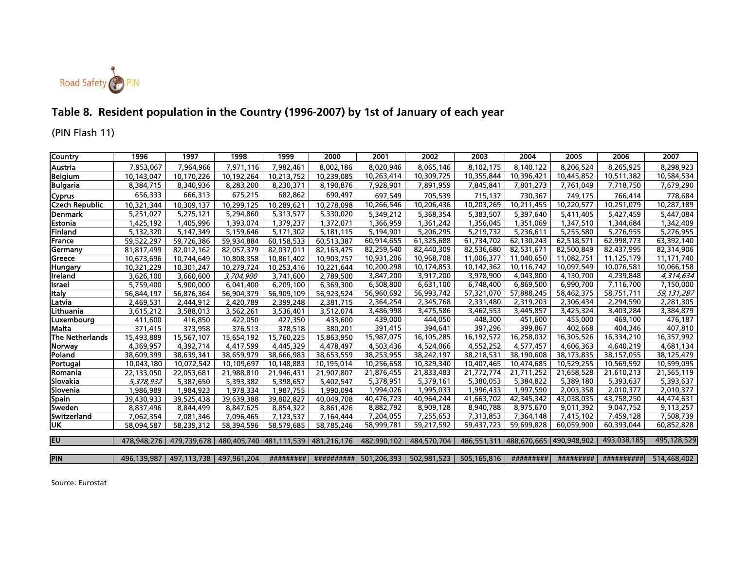## Table 8. Resident population in the Country (1996-2007) by 1st of January of each year

(PIN Flash 11)

| Country | 1996 | 1997 | 1998 | 1999 | 2000 | 2001 | 2002 | 2003 | 2004 | 2005 | 2006 | 2007 |
|---|---|---|---|---|---|---|---|---|---|---|---|---|
| Austria | 7,953,067 | 7,964,966 | 7,971,116 | 7,982,461 | 8,002,186 | 8,020,946 | 8,065,146 | 8,102,175 | 8,140,122 | 8,206,524 | 8,265,925 | 8,298,923 |
| Belgium | 10,143,047 | 10,170,226 | 10,192,264 | 10,213,752 | 10,239,085 | 10,263,414 | 10,309,725 | 10,355,844 | 10,396,421 | 10,445,852 | 10,511,382 | 10,584,534 |
| Bulgaria | 8,384,715 | 8,340,936 | 8,283,200 | 8,230,371 | 8,190,876 | 7,928,901 | 7,891,959 | 7,845,841 | 7,801,273 | 7,761,049 | 7,718,750 | 7,679,290 |
| Cyprus | 656,333 | 666,313 | 675,215 | 682,862 | 690,497 | 697,549 | 705,539 | 715,137 | 730,367 | 749,175 | 766,414 | 778,684 |
| Czech Republic | 10,321,344 | 10,309,137 | 10,299,125 | 10,289,621 | 10,278,098 | 10,266,546 | 10,206,436 | 10,203,269 | 10,211,455 | 10,220,577 | 10,251,079 | 10,287,189 |
| Denmark | 5,251,027 | 5,275,121 | 5,294,860 | 5,313,577 | 5,330,020 | 5,349,212 | 5,368,354 | 5,383,507 | 5,397,640 | 5,411,405 | 5,427,459 | 5,447,084 |
| Estonia | 1,425,192 | 1,405,996 | 1,393,074 | 1,379,237 | 1,372,071 | 1,366,959 | 1,361,242 | 1,356,045 | 1,351,069 | 1,347,510 | 1,344,684 | 1,342,409 |
| Finland | 5,132,320 | 5,147,349 | 5,159,646 | 5,171,302 | 5,181,115 | 5,194,901 | 5,206,295 | 5,219,732 | 5,236,611 | 5,255,580 | 5,276,955 | 5,276,955 |
| France | 59,522,297 | 59,726,386 | 59,934,884 | 60,158,533 | 60,513,387 | 60,914,655 | 61,325,688 | 61,734,702 | 62,130,243 | 62,518,571 | 62,998,773 | 63,392,140 |
| Germany | 81,817,499 | 82,012,162 | 82,057,379 | 82,037,011 | 82,163,475 | 82,259,540 | 82,440,309 | 82,536,680 | 82,531,671 | 82,500,849 | 82,437,995 | 82,314,906 |
| Greece | 10,673,696 | 10,744,649 | 10,808,358 | 10,861,402 | 10,903,757 | 10,931,206 | 10,968,708 | 11,006,377 | 11,040,650 | 11,082,751 | 11,125,179 | 11,171,740 |
| Hungary | 10,321,229 | 10,301,247 | 10,279,724 | 10,253,416 | 10,221,644 | 10,200,298 | 10,174,853 | 10,142,362 | 10,116,742 | 10,097,549 | 10,076,581 | 10,066,158 |
| Ireland | 3,626,100 | 3,660,600 | *3,704,900* | 3,741,600 | 2,789,500 | 3,847,200 | 3,917,200 | 3,978,900 | 4,043,800 | 4,130,700 | 4,239,848 | *4,314,634* |
| Israel | 5,759,400 | 5,900,000 | 6,041,400 | 6,209,100 | 6,369,300 | 6,508,800 | 6,631,100 | 6,748,400 | 6,869,500 | 6,990,700 | 7,116,700 | 7,150,000 |
| Italy | 56,844,197 | 56,876,364 | 56,904,379 | 56,909,109 | 56,923,524 | 56,960,692 | 56,993,742 | 57,321,070 | 57,888,245 | 58,462,375 | 58,751,711 | *59,131,287* |
| Latvia | 2,469,531 | 2,444,912 | 2,420,789 | 2,399,248 | 2,381,715 | 2,364,254 | 2,345,768 | 2,331,480 | 2,319,203 | 2,306,434 | 2,294,590 | 2,281,305 |
| Lithuania | 3,615,212 | 3,588,013 | 3,562,261 | 3,536,401 | 3,512,074 | 3,486,998 | 3,475,586 | 3,462,553 | 3,445,857 | 3,425,324 | 3,403,284 | 3,384,879 |
| Luxembourg | 411,600 | 416,850 | 422,050 | 427,350 | 433,600 | 439,000 | 444,050 | 448,300 | 451,600 | 455,000 | 469,100 | 476,187 |
| Malta | 371,415 | 373,958 | 376,513 | 378,518 | 380,201 | 391,415 | 394,641 | 397,296 | 399,867 | 402,668 | 404,346 | 407,810 |
| The Netherlands | 15,493,889 | 15,567,107 | 15,654,192 | 15,760,225 | 15,863,950 | 15,987,075 | 16,105,285 | 16,192,572 | 16,258,032 | 16,305,526 | 16,334,210 | 16,357,992 |
| Norway | 4,369,957 | 4,392,714 | 4,417,599 | 4,445,329 | 4,478,497 | 4,503,436 | 4,524,066 | 4,552,252 | 4,577,457 | 4,606,363 | 4,640,219 | 4,681,134 |
| Poland | 38,609,399 | 38,639,341 | 38,659,979 | 38,666,983 | 38,653,559 | 38,253,955 | 38,242,197 | 38,218,531 | 38,190,608 | 38,173,835 | 38,157,055 | 38,125,479 |
| Portugal | 10,043,180 | 10,072,542 | 10,109,697 | 10,148,883 | 10,195,014 | 10,256,658 | 10,329,340 | 10,407,465 | 10,474,685 | 10,529,255 | 10,569,592 | 10,599,095 |
| Romania | 22,133,050 | 22,053,681 | 21,988,810 | 21,946,431 | 21,907,807 | 21,876,455 | 21,833,483 | 21,772,774 | 21,711,252 | 21,658,528 | 21,610,213 | 21,565,119 |
| Slovakia | *5,378,932* | 5,387,650 | 5,393,382 | 5,398,657 | 5,402,547 | 5,378,951 | 5,379,161 | 5,380,053 | 5,384,822 | 5,389,180 | 5,393,637 | 5,393,637 |
| Slovenia | 1,986,989 | 1,984,923 | 1,978,334 | 1,987,755 | 1,990,094 | 1,994,026 | 1,995,033 | 1,996,433 | 1,997,590 | 2,003,358 | 2,010,377 | 2,010,377 |
| Spain | 39,430,933 | 39,525,438 | 39,639,388 | 39,802,827 | 40,049,708 | 40,476,723 | 40,964,244 | 41,663,702 | 42,345,342 | 43,038,035 | 43,758,250 | 44,474,631 |
| Sweden | 8,837,496 | 8,844,499 | 8,847,625 | 8,854,322 | 8,861,426 | 8,882,792 | 8,909,128 | 8,940,788 | 8,975,670 | 9,011,392 | 9,047,752 | 9,113,257 |
| Switzerland | 7,062,354 | 7,081,346 | 7,096,465 | 7,123,537 | 7,164,444 | 7,204,055 | 7,255,653 | 7,313,853 | 7,364,148 | 7,415,102 | 7,459,128 | 7,508,739 |
| UK | 58,094,587 | 58,239,312 | 58,394,596 | 58,579,685 | 58,785,246 | 58,999,781 | 59,217,592 | 59,437,723 | 59,699,828 | 60,059,900 | 60,393,044 | 60,852,828 |
| EU | 478,948,276 | 479,739,678 | 480,405,740 | 481,111,539 | 481,216,176 | 482,990,102 | 484,570,704 | 486,551,311 | 488,670,665 | 490,948,902 | 493,038,185 | 495,128,529 |
| PIN | 496,139,987 | 497,113,738 | 497,961,204 | ######### | ########## | 501,206,393 | 502,981,523 | 505,165,816 | ######### | ######### | ########## | 514,468,402 |

Source: Eurostat